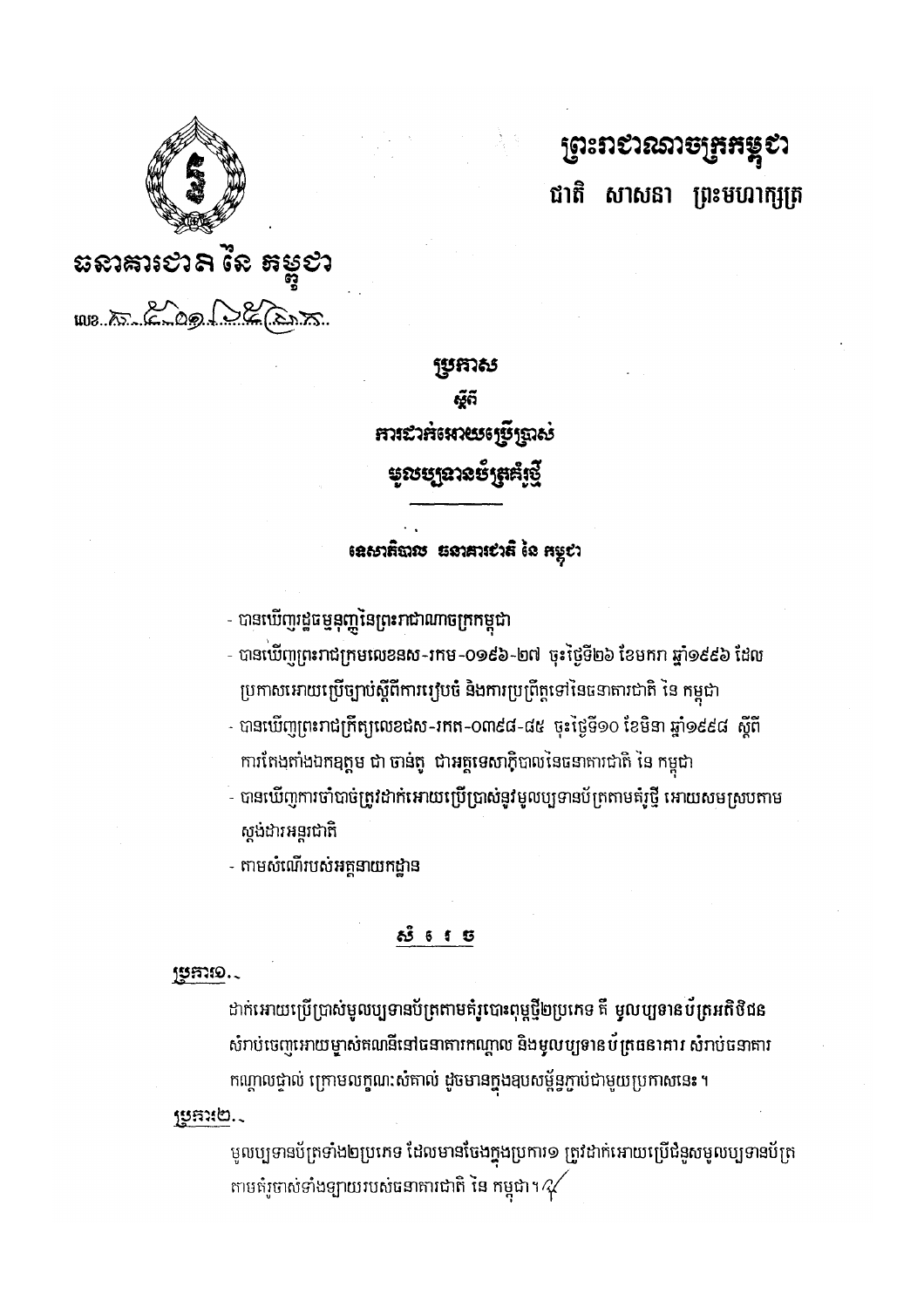# ព្រះរាជាណាចក្រកម្ពុជា

ជាតិ សាសនា ព្រះមហាក្សត្រ

**ធនាគារជាតិ នៃ កម្ពុជា**

លេខ ធ៧-៥០១-១៥៦ប្រ.ក

## ប្រកាស

## ស្តីពី

## ការដាក់អោយប្រើប្រាស់

## មូលប្បទានប័ត្រគំរូថ្មី

### ទេសាភិបាល ធនាគារជាតិ នៃ កម្ពុជា

- បានឃើញរដ្ឋធម្មនុញ្ញនៃព្រះរាជាណាចក្រកម្ពុជា
- បានឃើញព្រះរាជក្រមលេខនស-រកម-០១៩៦-២៧ ចុះថ្ងៃទី២៦ ខែមករា ឆ្នាំ១៩៩៦ ដែលប្រកាសអោយប្រើច្បាប់ស្តីពីការរៀបចំ និងការប្រព្រឹត្តទៅនៃធនាគារជាតិ នៃ កម្ពុជា
- បានឃើញព្រះរាជក្រឹត្យលេខនស-រកត-០៣៩៨-៨៥ ចុះថ្ងៃទី១០ ខែមិនា ឆ្នាំ១៩៩៨ ស្តីពីការតែងតាំងឯកឧត្តម ជា ចាន់តូ ជាអគ្គទេសាភិបាលនៃធនាគារជាតិ នៃ កម្ពុជា
- បានឃើញការចាំបាច់ត្រូវដាក់អោយប្រើប្រាស់នូវមូលប្បទានប័ត្រតាមគំរូថ្មី អោយសមស្របតាមស្តង់ដារអន្តរជាតិ
- តាមសំណើរបស់អគ្គនាយកដ្ឋាន

## សំរេច

**ប្រការ១.-**

ដាក់អោយប្រើប្រាស់មូលប្បទានប័ត្រតាមគំរូបោះពុម្ពថ្មី២ប្រភេទ គឺ មូលប្បទានប័ត្រអតិថិជន សំរាប់ចេញអោយម្ចាស់គណនីនៅធនាគារកណ្តាល និងមូលប្បទានប័ត្រធនាគារ សំរាប់ធនាគារកណ្តាលផ្ទាល់ ក្រោមលក្ខណៈសំគាល់ ដូចមានក្នុងឧបសម្ព័ន្ធភ្ជាប់ជាមួយប្រកាសនេះ។

**ប្រការ២.-**

មូលប្បទានប័ត្រទាំង២ប្រភេទ ដែលមានចែងក្នុងប្រការ១ ត្រូវដាក់អោយប្រើជំនួសមូលប្បទានប័ត្រតាមគំរូចាស់ទាំងឡាយរបស់ធនាគារជាតិ នៃ កម្ពុជា។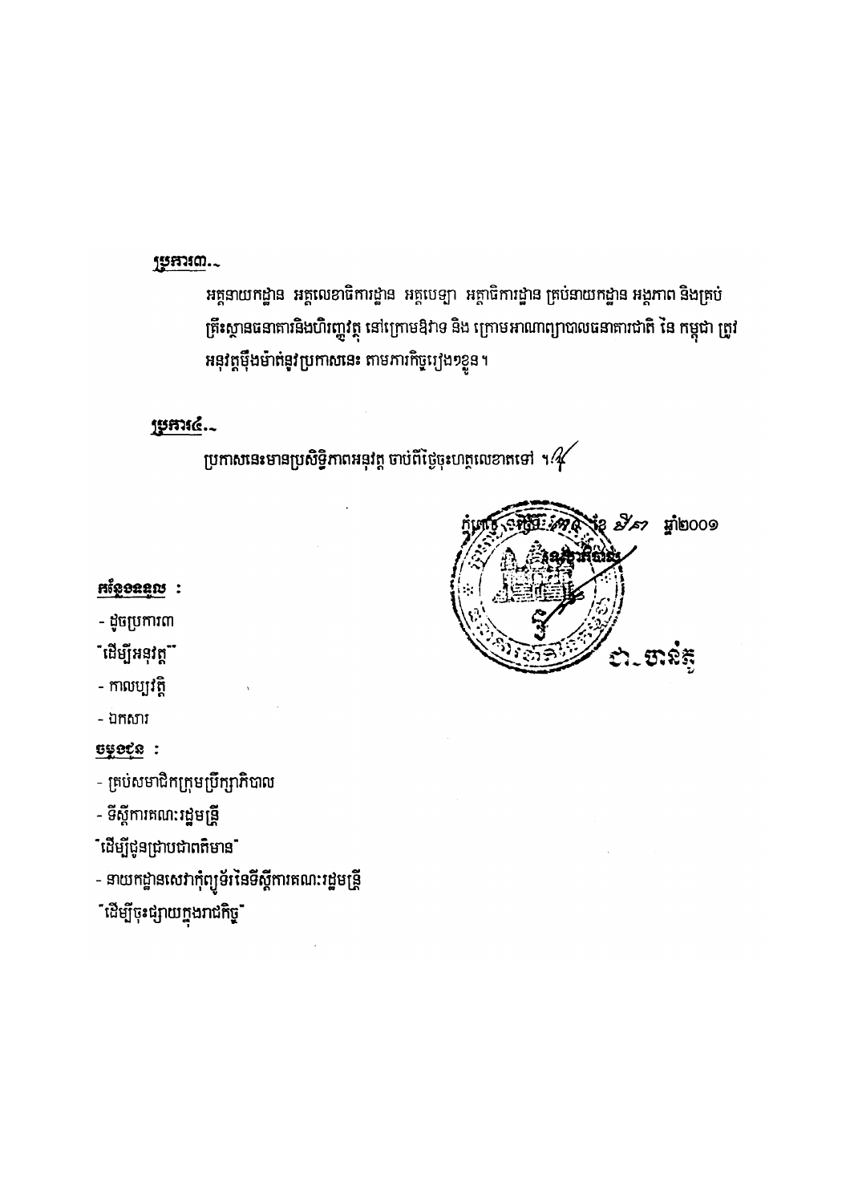**ប្រការ៣.-**

អគ្គនាយកដ្ឋាន អគ្គលេខាធិការដ្ឋាន អគ្គបេឡា អគ្គាធិការដ្ឋាន គ្រប់នាយកដ្ឋាន អង្គភាព និងគ្រប់គ្រឹះស្ថានធនាគារនិងហិរញ្ញវត្ថុ នៅក្រោមឱវាទ និង ក្រោមអាណាព្យាបាលធនាគារជាតិ នៃ កម្ពុជា ត្រូវអនុវត្តម៉ឺងម៉ាត់នូវប្រកាសនេះ តាមភារកិច្ចរៀងៗខ្លួន។

**ប្រការ៤.-**

ប្រកាសនេះមានប្រសិទ្ធិភាពអនុវត្ត ចាប់ពីថ្ងៃចុះហត្ថលេខាតទៅ ។

ភ្នំពេញ ថ្ងៃទី ២៧ ខែ មីនា ឆ្នាំ២០០១

**អគ្គទេសាភិបាល**

ជា ចាន់តូ

**កន្លែងទទួល :**

- ដូចប្រការ៣

"ដើម្បីអនុវត្ត"

- កាលប្បវត្តិ

- ឯកសារ

**ចម្លងជូន :**

- គ្រប់សមាជិកក្រុមប្រឹក្សាភិបាល

- ទីស្តីការគណៈរដ្ឋមន្ត្រី

"ដើម្បីជូនជ្រាបជាពតិមាន"

- នាយកដ្ឋានសេវាកុំព្យូទ័រនៃទីស្តីការគណៈរដ្ឋមន្ត្រី

"ដើម្បីចុះផ្សាយក្នុងរាជកិច្ច"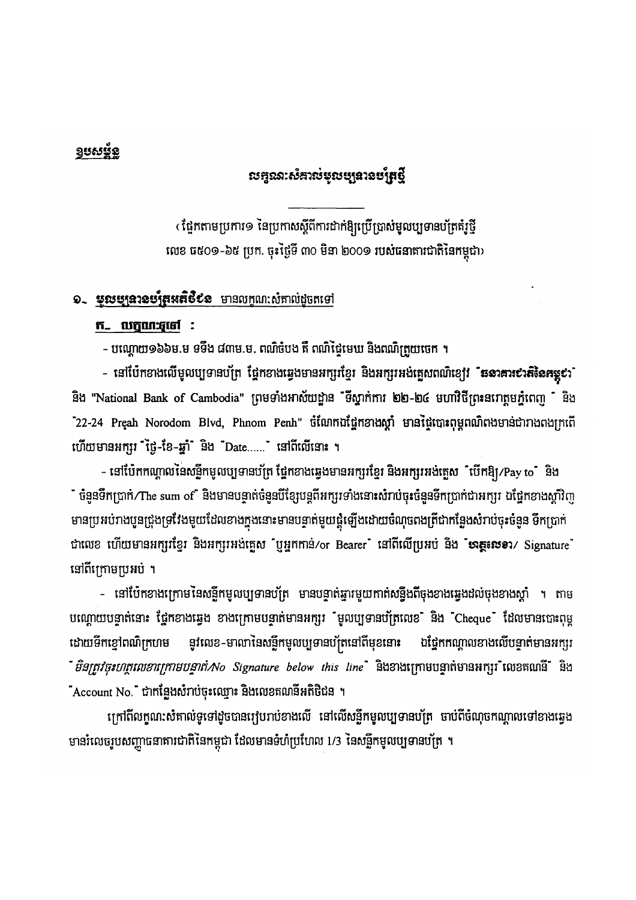**<u>ឧបសម្ព័ន្ធ</u>**

## លក្ខណៈសំគាល់មូលប្បទានប័ត្រថ្មី

(ផ្អែកតាមប្រការ១ នៃប្រកាសស្តីពីការដាក់ឱ្យប្រើប្រាស់មូលប្បទានប័ត្រគំរូថ្មី
លេខ ធ៥០១-៦៥ ប្រក. ចុះថ្ងៃទី ៣០ មិនា ២០០១ របស់ធនាគារជាតិនៃកម្ពុជា)

### ១. <u>មូលប្បទានប័ត្រអតិថិជន</u> មានលក្ខណៈសំគាល់ដូចតទៅ

#### <u>ក. លក្ខណៈទូទៅ</u> :

- បណ្តោយ១៦៦ម.ម ទទឹង ៨៣ម.ម. ពណ៌ចំបង គឺ ពណ៌ផ្ទៃមេឃ និងពណ៌ត្រួយចេក ។

- នៅបែកខាងលើមូលប្បទានប័ត្រ ផ្នែកខាងឆ្វេងមានអក្សរខ្មែរ និងអក្សរអង់គ្លេសពណ៌ខៀវ "**ធនាគារជាតិនៃកម្ពុជា**" និង "National Bank of Cambodia" ព្រមទាំងអាស័យដ្ឋាន "ទីស្នាក់ការ ២២-២៤ មហាវិថីព្រះនរោត្តមភ្នំពេញ " និង "22-24 Preah Norodom Blvd, Phnom Penh" ចំណែកឯផ្នែកខាងស្តាំ មានផ្ទៃបោះពុម្ពពណ៌ពងមាន់ជារាងពងក្រពើ ហើយមានអក្សរ "ថ្ងៃ-ខែ-ឆ្នាំ" និង "Date......" នៅពីលើនោះ ។

- នៅបែកកណ្តាលនៃសន្លឹកមូលប្បទានប័ត្រ ផ្នែកខាងឆ្វេងមានអក្សរខ្មែរ និងអក្សរអង់គ្លេស "បើកឱ្យ/Pay to" និង " ចំនួនទឹកប្រាក់/The sum of" និងមានបន្ទាត់ចំនួនបីខ្សែបន្តពីអក្សរទាំងនោះសំរាប់ចុះចំនួនទឹកប្រាក់ជាអក្សរ ឯផ្នែកខាងស្តាំវិញ មានប្រអប់រាងបួនជ្រុងទ្រវែងមួយដែលខាងក្នុងនោះមានបន្ទាត់មួយផ្តុំឡើងដោយចំណុចពងត្រីជាកន្លែងសំរាប់ចុះចំនួន ទឹកប្រាក់ជាលេខ ហើយមានអក្សរខ្មែរ និងអក្សរអង់គ្លេស "ឬអ្នកកាន់/or Bearer" នៅពីលើប្រអប់ និង "**ហត្ថលេខា**/ Signature" នៅពីក្រោមប្រអប់ ។

- នៅបែកខាងក្រោមនៃសន្លឹកមូលប្បទានប័ត្រ មានបន្ទាត់ឆ្នូតមួយកាត់សន្លឹងពីចុងខាងឆ្វេងដល់ចុងខាងស្តាំ ។ តាមបណ្តោយបន្ទាត់នោះ ផ្នែកខាងឆ្វេង ខាងក្រោមបន្ទាត់មានអក្សរ "មូលប្បទានប័ត្រលេខ" និង "Cheque" ដែលមានបោះពុម្ពដោយទឹកខ្មៅពណ៌ក្រហម នូវលេខ-មាលានៃសន្លឹកមូលប្បទានប័ត្រនៅពីមុខនោះ ឯផ្នែកកណ្តាលខាងលើបន្ទាត់មានអក្សរ "*មិនត្រូវចុះហត្ថលេខាក្រោមបន្ទាត់/No Signature below this line*" និងខាងក្រោមបន្ទាត់មានអក្សរ "លេខគណនី" និង "Account No." ជាកន្លែងសំរាប់ចុះឈ្មោះ និងលេខគណនីអតិថិជន ។

ក្រៅពីលក្ខណៈសំគាល់ទូទៅដូចបានរៀបរាប់ខាងលើ នៅលើសន្លឹកមូលប្បទានប័ត្រ ចាប់ពីចំណុចកណ្តាលទៅខាងឆ្វេង មានរំលេចរូបសញ្ញាធនាគារជាតិនៃកម្ពុជា ដែលមានទំហំប្រហែល 1/3 នៃសន្លឹកមូលប្បទានប័ត្រ ។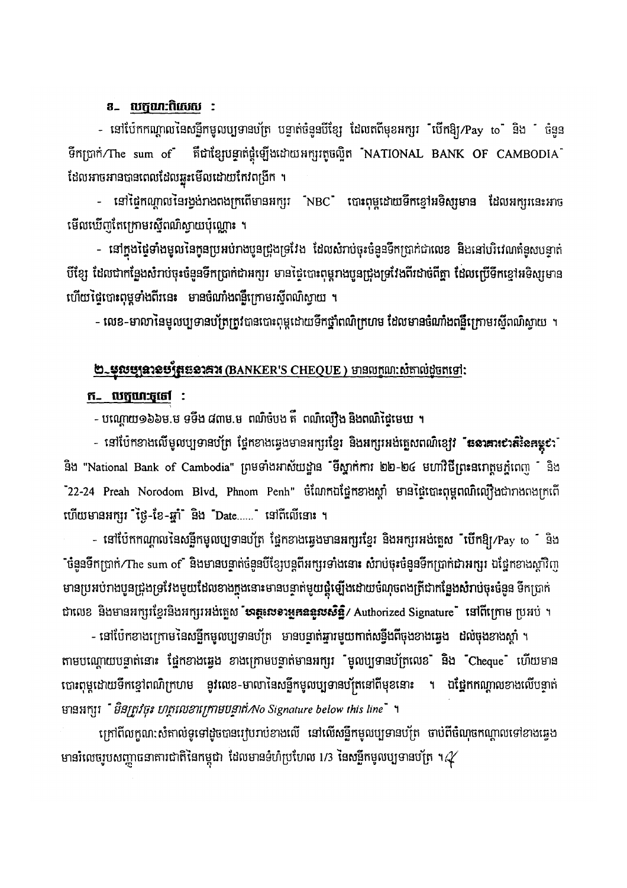### ខ- លក្ខណៈពិសេស :

- នៅប៉ែកកណ្តាលនៃសន្លឹកមូលប្បទានប័ត្រ បន្ទាត់ចំនួនបីខ្សែ ដែលគពីមុខអក្សរ "បើកឱ្យ/Pay to" និង " ចំនួនទឹកប្រាក់/The sum of" គឺជាខ្សែបន្ទាត់ផ្គុំឡើងដោយអក្សរតូចល្អិត "NATIONAL BANK OF CAMBODIA" ដែលអាចអានបានពេលដែលឆ្លុះមើលដោយកែវពង្រីក ។

- នៅផ្នែកកណ្តាលនៃរង្វង់រាងពងក្រពើមានអក្សរ "NBC" បោះពុម្ពដោយទឹកខ្មៅអទិស្សមាន ដែលអក្សរនេះអាចមើលឃើញតែក្រោមរស្មីពណិស្វាយប៉ុណ្ណោះ ។

- នៅក្នុងផ្ទៃទាំងមូលនៃកូនប្រអប់រាងបួនជ្រុងទ្រវែង ដែលសំរាប់ចុះចំនួនទឹកប្រាក់ជាលេខ និងនៅបរិវេណគំនូសបន្ទាត់បីខ្សែ ដែលជាកន្លែងសំរាប់ចុះចំនួនទឹកប្រាក់ជាអក្សរ មានផ្ទៃបោះពុម្ពរាងបួនជ្រុងទ្រវែងពីរដាច់ពីគ្នា ដែលប្រើទឹកខ្មៅអទិស្សមាន ហើយផ្ទៃបោះពុម្ពទាំងពីរនេះ មានចំណាំងពន្លឺក្រោមរស្មីពណិស្វាយ ។

- លេខ-មាលានៃមូលប្បទានប័ត្រត្រូវបានបោះពុម្ពដោយទឹកថ្នាំពណិក្រហម ដែលមានចំណាំងពន្លឺក្រោមរស្មីពណិស្វាយ ។

## ២-មូលប្បទានប័ត្រធនាគារ (BANKER'S CHEQUE ) មានលក្ខណៈសំគាល់ដូចតទៅ:

### ក- លក្ខណៈទូទៅ :

- បណ្តោយ១៦៦ម.ម ទទឹង ៨៣ម.ម ពណ៌ចំបង គឺ ពណិលឿង និងពណិផ្ទៃមេឃ ។

- នៅប៉ែកខាងលើមូលប្បទានប័ត្រ ផ្នែកខាងឆ្វេងមានអក្សរខ្មែរ និងអក្សរអង់គ្លេសពណិខៀវ "**ធនាគារជាតិនៃកម្ពុជា**" និង "National Bank of Cambodia" ព្រមទាំងអាស័យដ្ឋាន "ទីស្នាក់ការ ២២-២៤ មហាវិថីព្រះនរោត្តមភ្នំពេញ " និង "22-24 Preah Norodom Blvd, Phnom Penh" ចំណែកឯផ្នែកខាងស្តាំ មានផ្ទៃបោះពុម្ពពណិលឿងជារាងពងក្រពើ ហើយមានអក្សរ "ថ្ងៃ-ខែ-ឆ្នាំ" និង "Date......" នៅពីលើនោះ ។

- នៅប៉ែកកណ្តាលនៃសន្លឹកមូលប្បទានប័ត្រ ផ្នែកខាងឆ្វេងមានអក្សរខ្មែរ និងអក្សរអង់គ្លេស "បើកឱ្យ/Pay to " និង "ចំនួនទឹកប្រាក់/The sum of" និងមានបន្ទាត់ចំនួនបីខ្សែបន្តពីអក្សរទាំងនោះ សំរាប់ចុះចំនួនទឹកប្រាក់ជាអក្សរ ឯផ្នែកខាងស្តាំវិញ មានប្រអប់រាងបួនជ្រុងទ្រវែងមួយដែលខាងក្នុងនោះមានបន្ទាត់មួយផ្គុំឡើងដោយចំណុចតាងត្រីជាកន្លែងសំរាប់ចុះចំនួន ទឹកប្រាក់ជាលេខ និងមានអក្សរខ្មែរនិងអក្សរអង់គ្លេស "**ហត្ថលេខាអ្នកទទួលសិទ្ធិ**/ Authorized Signature" នៅពីក្រោម ប្រអប់ ។

- នៅប៉ែកខាងក្រោមនៃសន្លឹកមូលប្បទានប័ត្រ មានបន្ទាត់ឆ្នារមួយកាត់សន្ធឹងពីចុងខាងឆ្វេង ដល់ចុងខាងស្តាំ ។ តាមបណ្តោយបន្ទាត់នោះ ផ្នែកខាងឆ្វេង ខាងក្រោមបន្ទាត់មានអក្សរ "មូលប្បទានប័ត្រលេខ" និង "Cheque" ហើយមានបោះពុម្ពដោយទឹកខ្មៅពណិក្រហម នូវលេខ-មាលានៃសន្លឹកមូលប្បទានប័ត្រនៅពីមុខនោះ ។ ឯផ្នែកកណ្តាលខាងលើបន្ទាត់មានអក្សរ " *មិនត្រូវចុះ ហត្ថលេខាក្រោមបន្ទាត់/No Signature below this line*" ។

ក្រៅពីលក្ខណៈសំគាល់ទូទៅដូចបានរៀបរាប់ខាងលើ នៅលើសន្លឹកមូលប្បទានប័ត្រ ចាប់ពីចំណុចកណ្តាលទៅខាងឆ្វេងមានរំលេចរូបសញ្ញាធនាគារជាតិនៃកម្ពុជា ដែលមានទំហំប្រហែល 1/3 នៃសន្លឹកមូលប្បទានប័ត្រ ។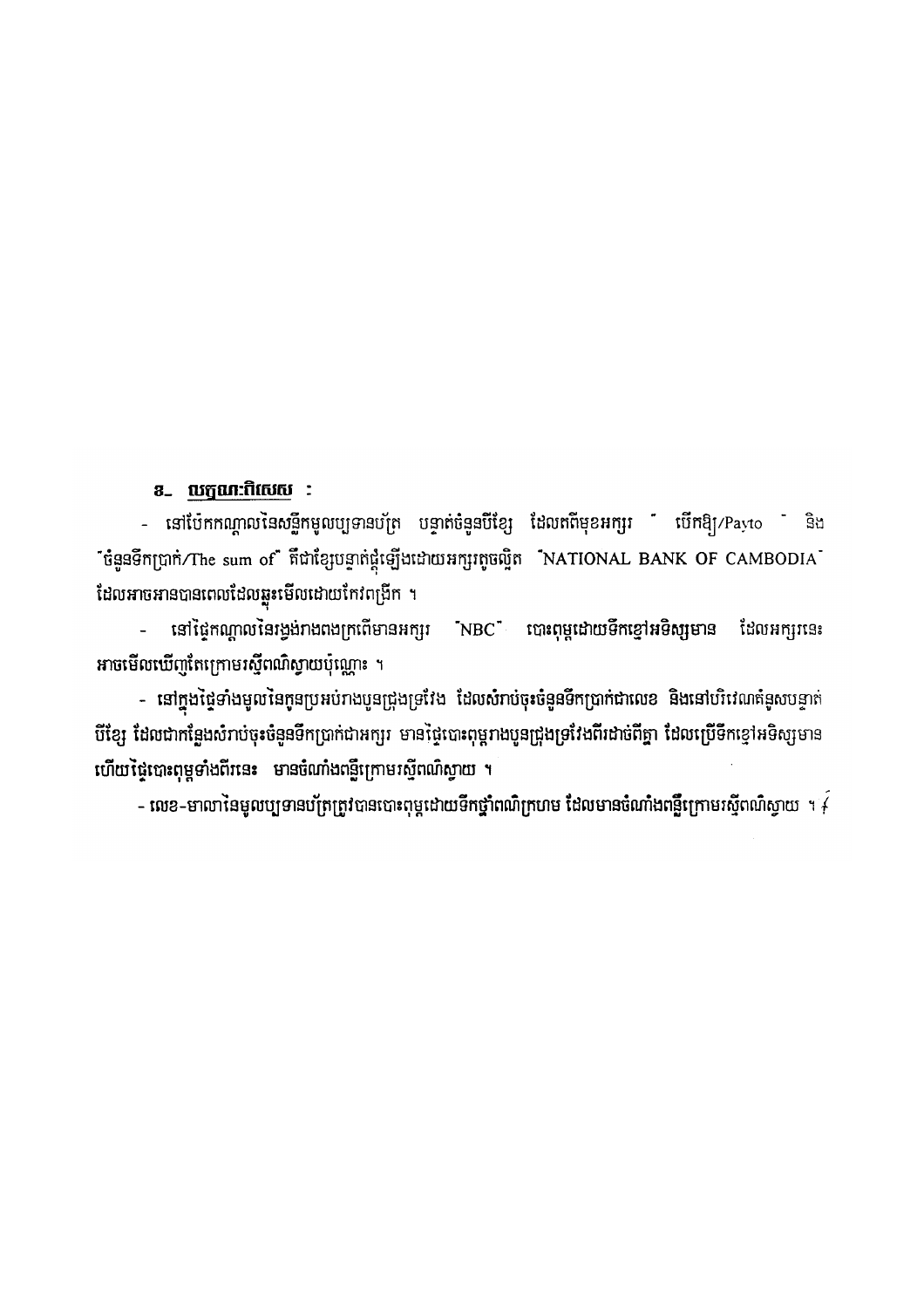**ខ_ លក្ខណៈពិសេស :**

- នៅបែកកណ្ដាលនៃសន្លឹកមូលប្បទានបត្រ បន្ទាត់ចំនួនបីខ្សែ ដែលគពីមុខអក្សរ " បើកឱ្យ/Payto " និង "ចំនួនទឹកប្រាក់/The sum of" គឺជាខ្សែបន្ទាត់ផ្គុំឡើងដោយអក្សរតូចល្អិត "NATIONAL BANK OF CAMBODIA" ដែលអាចអានបានពេលដែលឆ្លុះមើលដោយកែវពង្រីក ។

- នៅផ្ទៃកណ្ដាលនៃរង្វង់រាងពងក្រពើមានអក្សរ "NBC" បោះពុម្ពដោយទឹកខ្មៅអទិស្សមាន ដែលអក្សរនេះអាចមើលឃើញតែក្រោមរស្មីពណ៌ស្វាយប៉ុណ្ណោះ ។

- នៅក្នុងផ្ទៃទាំងមូលនៃកូនប្រអប់រាងបួនជ្រុងទ្រវែង ដែលសំរាប់ចុះចំនួនទឹកប្រាក់ជាលេខ និងនៅបរិវេណគំនូសបន្ទាត់បីខ្សែ ដែលជាកន្លែងសំរាប់ចុះចំនួនទឹកប្រាក់ជាអក្សរ មានផ្ទៃបោះពុម្ពរាងបួនជ្រុងទ្រវែងពីរជាប់ពីគ្នា ដែលប្រើទឹកខ្មៅអទិស្សមាន ហើយផ្ទៃបោះពុម្ពទាំងពីរនេះ មានចំណាំងពន្លឺក្រោមរស្មីពណ៌ស្វាយ ។

- លេខ-មាលានៃមូលប្បទានប័ត្រត្រូវបានបោះពុម្ពដោយទឹកថ្នាំពណ៌ក្រហម ដែលមានចំណាំងពន្លឺក្រោមរស្មីពណ៌ស្វាយ ។